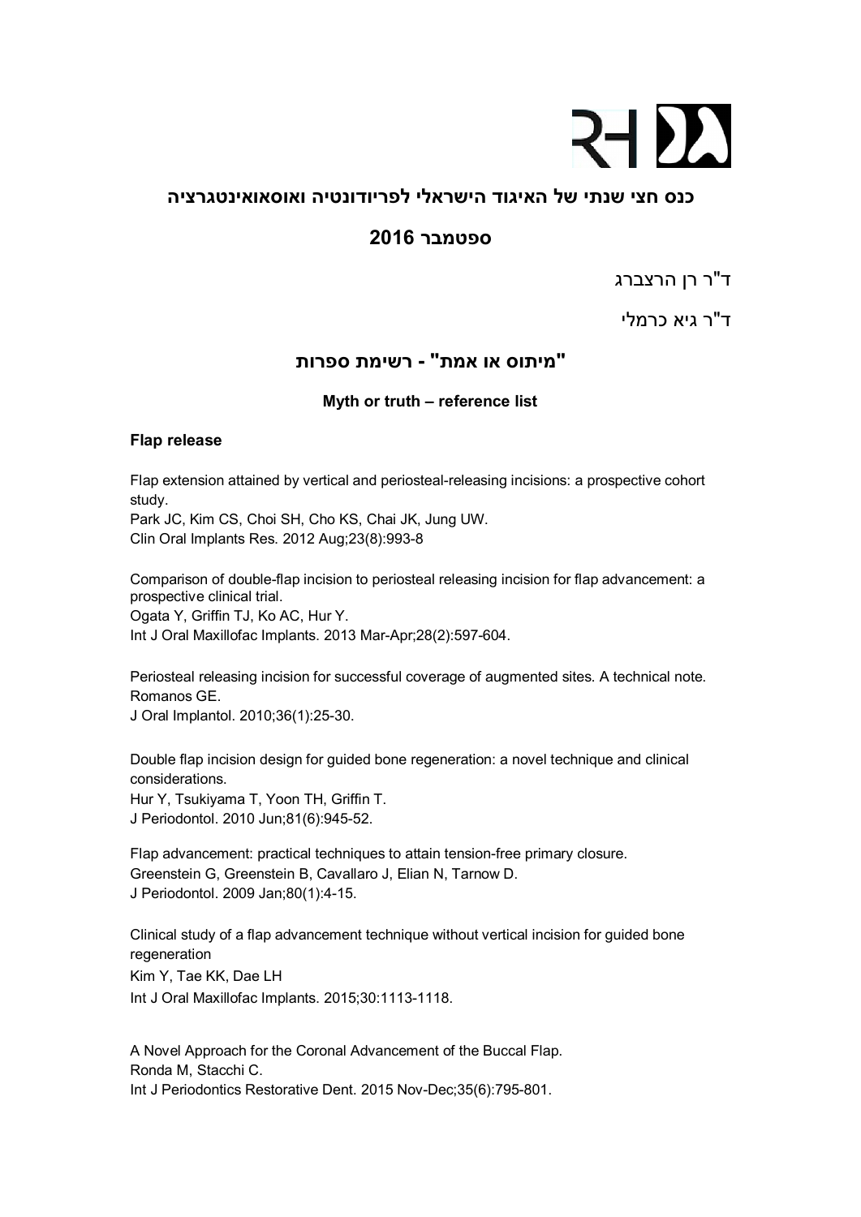## כנס חצי שנתי של האיגוד הישראלי לפריודונטיה ואוסאואינטגרציה

## ספטמבר 2016

ד"ר רן הרצברג

ד"ר גיא כרמלי

## "מיתוס או אמת" - רשימת ספרות

**Myth or truth – reference list**

### Flap release

Flap extension attained by vertical and periosteal-releasing incisions: a prospective cohort study.
Park JC, Kim CS, Choi SH, Cho KS, Chai JK, Jung UW.
Clin Oral Implants Res. 2012 Aug;23(8):993-8

Comparison of double-flap incision to periosteal releasing incision for flap advancement: a prospective clinical trial.
Ogata Y, Griffin TJ, Ko AC, Hur Y.
Int J Oral Maxillofac Implants. 2013 Mar-Apr;28(2):597-604.

Periosteal releasing incision for successful coverage of augmented sites. A technical note.
Romanos GE.
J Oral Implantol. 2010;36(1):25-30.

Double flap incision design for guided bone regeneration: a novel technique and clinical considerations.
Hur Y, Tsukiyama T, Yoon TH, Griffin T.
J Periodontol. 2010 Jun;81(6):945-52.

Flap advancement: practical techniques to attain tension-free primary closure.
Greenstein G, Greenstein B, Cavallaro J, Elian N, Tarnow D.
J Periodontol. 2009 Jan;80(1):4-15.

Clinical study of a flap advancement technique without vertical incision for guided bone regeneration
Kim Y, Tae KK, Dae LH
Int J Oral Maxillofac Implants. 2015;30:1113-1118.

A Novel Approach for the Coronal Advancement of the Buccal Flap.
Ronda M, Stacchi C.
Int J Periodontics Restorative Dent. 2015 Nov-Dec;35(6):795-801.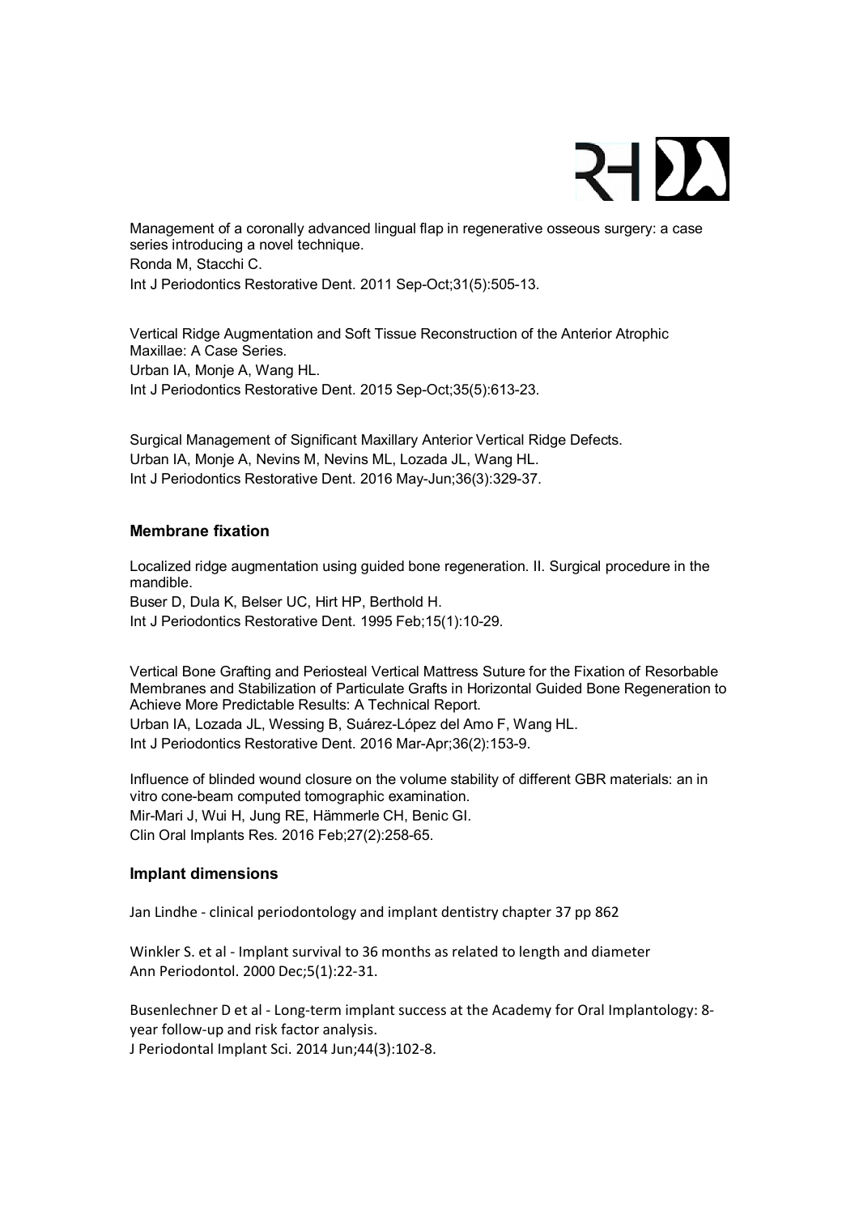Management of a coronally advanced lingual flap in regenerative osseous surgery: a case series introducing a novel technique.
Ronda M, Stacchi C.
Int J Periodontics Restorative Dent. 2011 Sep-Oct;31(5):505-13.

Vertical Ridge Augmentation and Soft Tissue Reconstruction of the Anterior Atrophic Maxillae: A Case Series.
Urban IA, Monje A, Wang HL.
Int J Periodontics Restorative Dent. 2015 Sep-Oct;35(5):613-23.

Surgical Management of Significant Maxillary Anterior Vertical Ridge Defects.
Urban IA, Monje A, Nevins M, Nevins ML, Lozada JL, Wang HL.
Int J Periodontics Restorative Dent. 2016 May-Jun;36(3):329-37.

### Membrane fixation

Localized ridge augmentation using guided bone regeneration. II. Surgical procedure in the mandible.
Buser D, Dula K, Belser UC, Hirt HP, Berthold H.
Int J Periodontics Restorative Dent. 1995 Feb;15(1):10-29.

Vertical Bone Grafting and Periosteal Vertical Mattress Suture for the Fixation of Resorbable Membranes and Stabilization of Particulate Grafts in Horizontal Guided Bone Regeneration to Achieve More Predictable Results: A Technical Report.
Urban IA, Lozada JL, Wessing B, Suárez-López del Amo F, Wang HL.
Int J Periodontics Restorative Dent. 2016 Mar-Apr;36(2):153-9.

Influence of blinded wound closure on the volume stability of different GBR materials: an in vitro cone-beam computed tomographic examination.
Mir-Mari J, Wui H, Jung RE, Hämmerle CH, Benic GI.
Clin Oral Implants Res. 2016 Feb;27(2):258-65.

### Implant dimensions

Jan Lindhe - clinical periodontology and implant dentistry chapter 37 pp 862

Winkler S. et al - Implant survival to 36 months as related to length and diameter
Ann Periodontol. 2000 Dec;5(1):22-31.

Busenlechner D et al - Long-term implant success at the Academy for Oral Implantology: 8-year follow-up and risk factor analysis.
J Periodontal Implant Sci. 2014 Jun;44(3):102-8.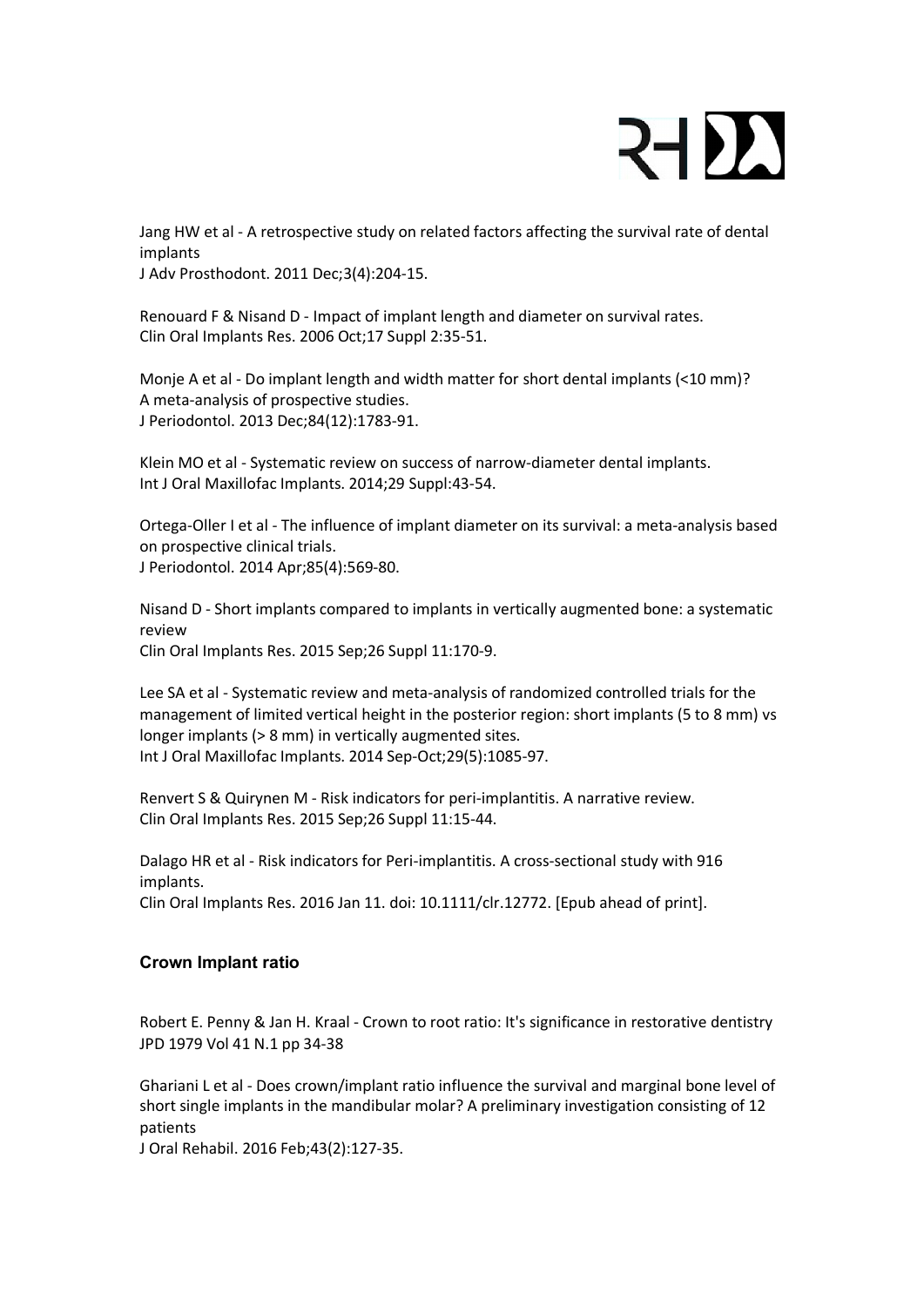Jang HW et al - A retrospective study on related factors affecting the survival rate of dental implants
J Adv Prosthodont. 2011 Dec;3(4):204-15.

Renouard F & Nisand D - Impact of implant length and diameter on survival rates.
Clin Oral Implants Res. 2006 Oct;17 Suppl 2:35-51.

Monje A et al - Do implant length and width matter for short dental implants (<10 mm)? A meta-analysis of prospective studies.
J Periodontol. 2013 Dec;84(12):1783-91.

Klein MO et al - Systematic review on success of narrow-diameter dental implants.
Int J Oral Maxillofac Implants. 2014;29 Suppl:43-54.

Ortega-Oller I et al - The influence of implant diameter on its survival: a meta-analysis based on prospective clinical trials.
J Periodontol. 2014 Apr;85(4):569-80.

Nisand D - Short implants compared to implants in vertically augmented bone: a systematic review
Clin Oral Implants Res. 2015 Sep;26 Suppl 11:170-9.

Lee SA et al - Systematic review and meta-analysis of randomized controlled trials for the management of limited vertical height in the posterior region: short implants (5 to 8 mm) vs longer implants (> 8 mm) in vertically augmented sites.
Int J Oral Maxillofac Implants. 2014 Sep-Oct;29(5):1085-97.

Renvert S & Quirynen M - Risk indicators for peri-implantitis. A narrative review.
Clin Oral Implants Res. 2015 Sep;26 Suppl 11:15-44.

Dalago HR et al - Risk indicators for Peri-implantitis. A cross-sectional study with 916 implants.
Clin Oral Implants Res. 2016 Jan 11. doi: 10.1111/clr.12772. [Epub ahead of print].

## Crown Implant ratio

Robert E. Penny & Jan H. Kraal - Crown to root ratio: It's significance in restorative dentistry
JPD 1979 Vol 41 N.1 pp 34-38

Ghariani L et al - Does crown/implant ratio influence the survival and marginal bone level of short single implants in the mandibular molar? A preliminary investigation consisting of 12 patients
J Oral Rehabil. 2016 Feb;43(2):127-35.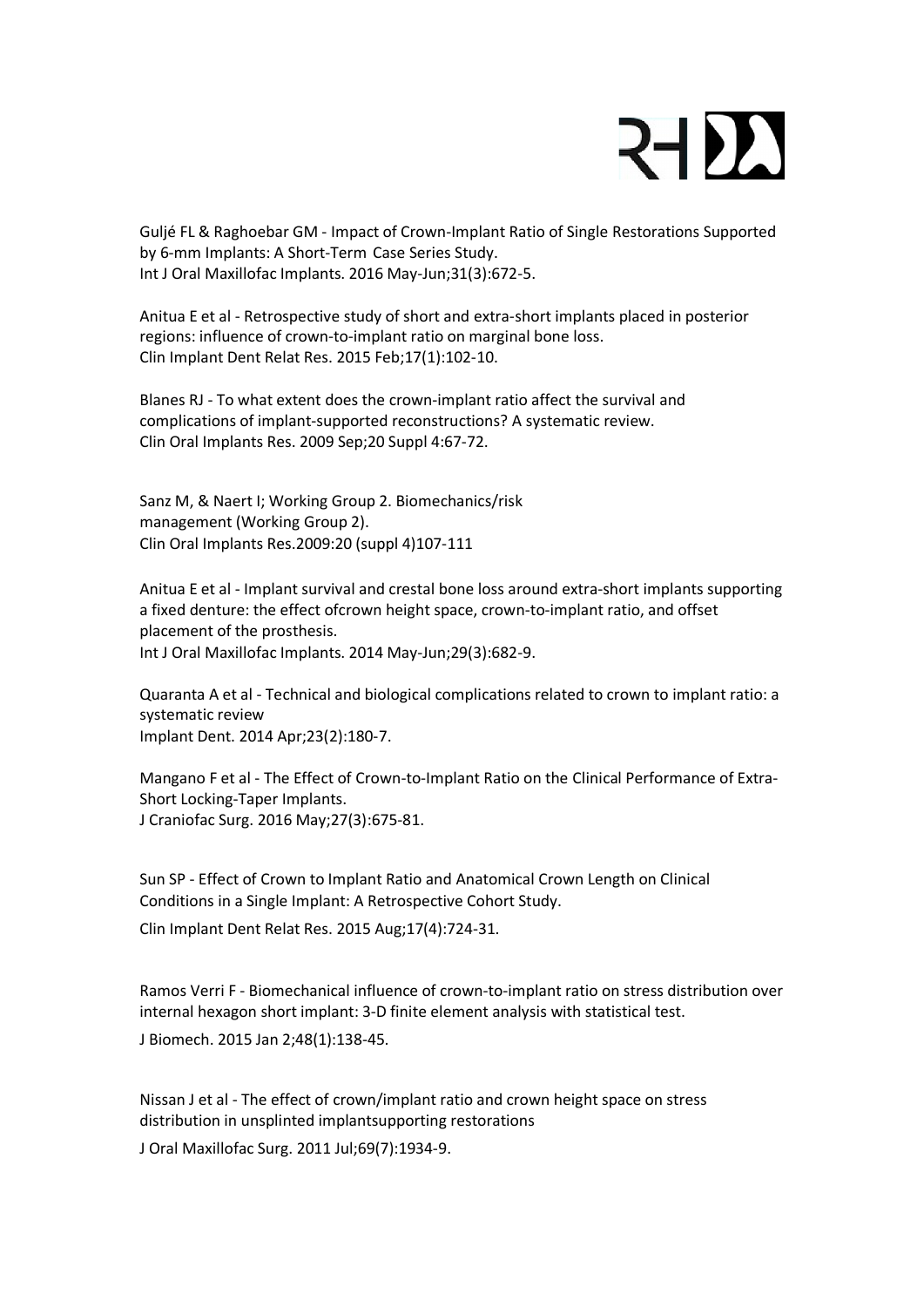Guljé FL & Raghoebar GM - Impact of Crown-Implant Ratio of Single Restorations Supported by 6-mm Implants: A Short-Term Case Series Study.
Int J Oral Maxillofac Implants. 2016 May-Jun;31(3):672-5.

Anitua E et al - Retrospective study of short and extra-short implants placed in posterior regions: influence of crown-to-implant ratio on marginal bone loss.
Clin Implant Dent Relat Res. 2015 Feb;17(1):102-10.

Blanes RJ - To what extent does the crown-implant ratio affect the survival and complications of implant-supported reconstructions? A systematic review.
Clin Oral Implants Res. 2009 Sep;20 Suppl 4:67-72.

Sanz M, & Naert I; Working Group 2. Biomechanics/risk management (Working Group 2).
Clin Oral Implants Res.2009:20 (suppl 4)107-111

Anitua E et al - Implant survival and crestal bone loss around extra-short implants supporting a fixed denture: the effect ofcrown height space, crown-to-implant ratio, and offset placement of the prosthesis.
Int J Oral Maxillofac Implants. 2014 May-Jun;29(3):682-9.

Quaranta A et al - Technical and biological complications related to crown to implant ratio: a systematic review
Implant Dent. 2014 Apr;23(2):180-7.

Mangano F et al - The Effect of Crown-to-Implant Ratio on the Clinical Performance of Extra-Short Locking-Taper Implants.
J Craniofac Surg. 2016 May;27(3):675-81.

Sun SP - Effect of Crown to Implant Ratio and Anatomical Crown Length on Clinical Conditions in a Single Implant: A Retrospective Cohort Study.
Clin Implant Dent Relat Res. 2015 Aug;17(4):724-31.

Ramos Verri F - Biomechanical influence of crown-to-implant ratio on stress distribution over internal hexagon short implant: 3-D finite element analysis with statistical test.
J Biomech. 2015 Jan 2;48(1):138-45.

Nissan J et al - The effect of crown/implant ratio and crown height space on stress distribution in unsplinted implantsupporting restorations
J Oral Maxillofac Surg. 2011 Jul;69(7):1934-9.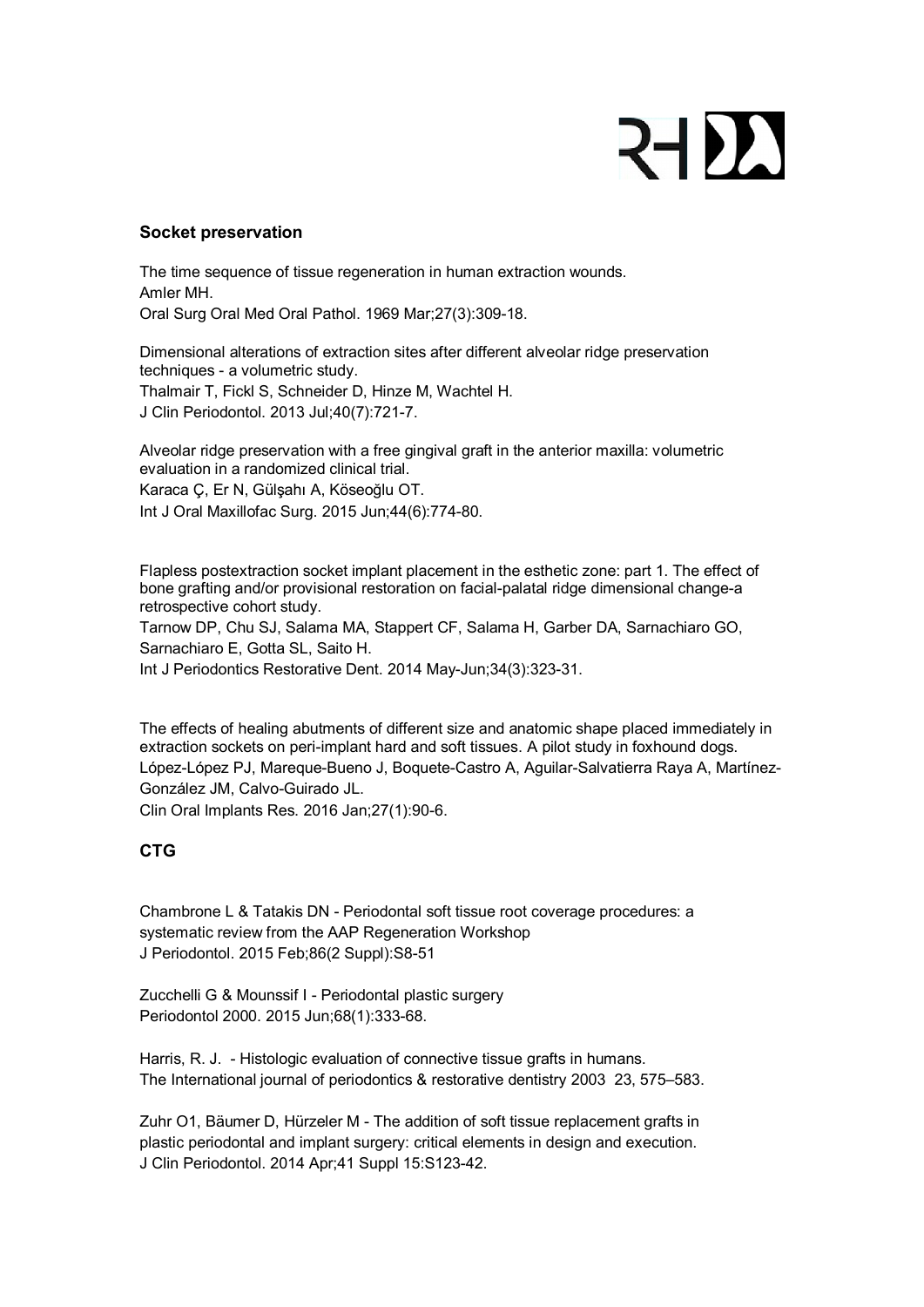## Socket preservation

The time sequence of tissue regeneration in human extraction wounds.
Amler MH.
Oral Surg Oral Med Oral Pathol. 1969 Mar;27(3):309-18.

Dimensional alterations of extraction sites after different alveolar ridge preservation techniques - a volumetric study.
Thalmair T, Fickl S, Schneider D, Hinze M, Wachtel H.
J Clin Periodontol. 2013 Jul;40(7):721-7.

Alveolar ridge preservation with a free gingival graft in the anterior maxilla: volumetric evaluation in a randomized clinical trial.
Karaca Ç, Er N, Gülşahı A, Köseoğlu OT.
Int J Oral Maxillofac Surg. 2015 Jun;44(6):774-80.

Flapless postextraction socket implant placement in the esthetic zone: part 1. The effect of bone grafting and/or provisional restoration on facial-palatal ridge dimensional change-a retrospective cohort study.
Tarnow DP, Chu SJ, Salama MA, Stappert CF, Salama H, Garber DA, Sarnachiaro GO, Sarnachiaro E, Gotta SL, Saito H.
Int J Periodontics Restorative Dent. 2014 May-Jun;34(3):323-31.

The effects of healing abutments of different size and anatomic shape placed immediately in extraction sockets on peri-implant hard and soft tissues. A pilot study in foxhound dogs.
López-López PJ, Mareque-Bueno J, Boquete-Castro A, Aguilar-Salvatierra Raya A, Martínez-González JM, Calvo-Guirado JL.
Clin Oral Implants Res. 2016 Jan;27(1):90-6.

## CTG

Chambrone L & Tatakis DN - Periodontal soft tissue root coverage procedures: a systematic review from the AAP Regeneration Workshop
J Periodontol. 2015 Feb;86(2 Suppl):S8-51

Zucchelli G & Mounssif I - Periodontal plastic surgery
Periodontol 2000. 2015 Jun;68(1):333-68.

Harris, R. J. - Histologic evaluation of connective tissue grafts in humans.
The International journal of periodontics & restorative dentistry 2003 23, 575–583.

Zuhr O1, Bäumer D, Hürzeler M - The addition of soft tissue replacement grafts in plastic periodontal and implant surgery: critical elements in design and execution.
J Clin Periodontol. 2014 Apr;41 Suppl 15:S123-42.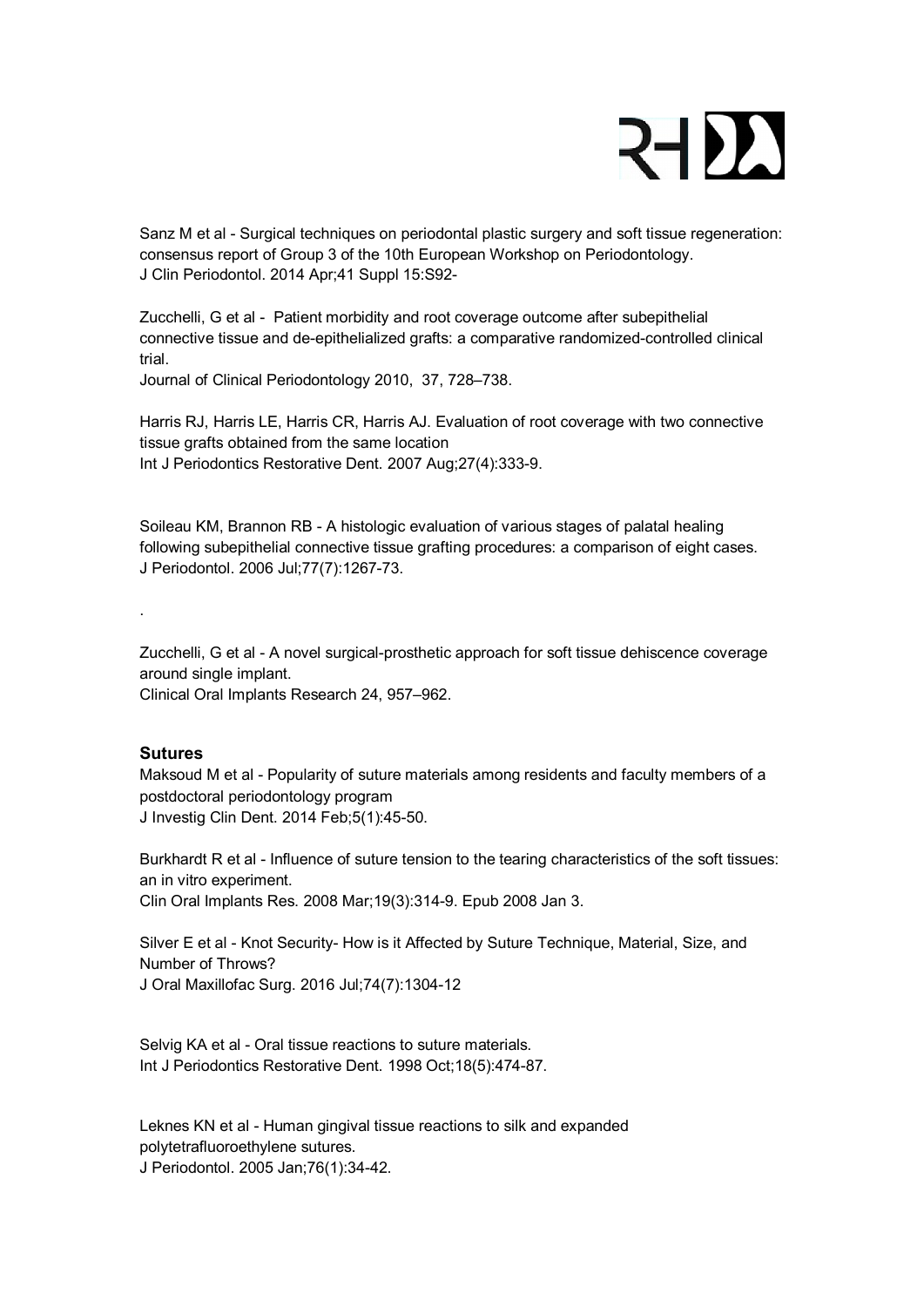Sanz M et al - Surgical techniques on periodontal plastic surgery and soft tissue regeneration: consensus report of Group 3 of the 10th European Workshop on Periodontology.
J Clin Periodontol. 2014 Apr;41 Suppl 15:S92-

Zucchelli, G et al - Patient morbidity and root coverage outcome after subepithelial connective tissue and de-epithelialized grafts: a comparative randomized-controlled clinical trial.
Journal of Clinical Periodontology 2010, 37, 728–738.

Harris RJ, Harris LE, Harris CR, Harris AJ. Evaluation of root coverage with two connective tissue grafts obtained from the same location
Int J Periodontics Restorative Dent. 2007 Aug;27(4):333-9.

Soileau KM, Brannon RB - A histologic evaluation of various stages of palatal healing following subepithelial connective tissue grafting procedures: a comparison of eight cases.
J Periodontol. 2006 Jul;77(7):1267-73.

.

Zucchelli, G et al - A novel surgical-prosthetic approach for soft tissue dehiscence coverage around single implant.
Clinical Oral Implants Research 24, 957–962.

### Sutures

Maksoud M et al - Popularity of suture materials among residents and faculty members of a postdoctoral periodontology program
J Investig Clin Dent. 2014 Feb;5(1):45-50.

Burkhardt R et al - Influence of suture tension to the tearing characteristics of the soft tissues: an in vitro experiment.
Clin Oral Implants Res. 2008 Mar;19(3):314-9. Epub 2008 Jan 3.

Silver E et al - Knot Security- How is it Affected by Suture Technique, Material, Size, and Number of Throws?
J Oral Maxillofac Surg. 2016 Jul;74(7):1304-12

Selvig KA et al - Oral tissue reactions to suture materials.
Int J Periodontics Restorative Dent. 1998 Oct;18(5):474-87.

Leknes KN et al - Human gingival tissue reactions to silk and expanded polytetrafluoroethylene sutures.
J Periodontol. 2005 Jan;76(1):34-42.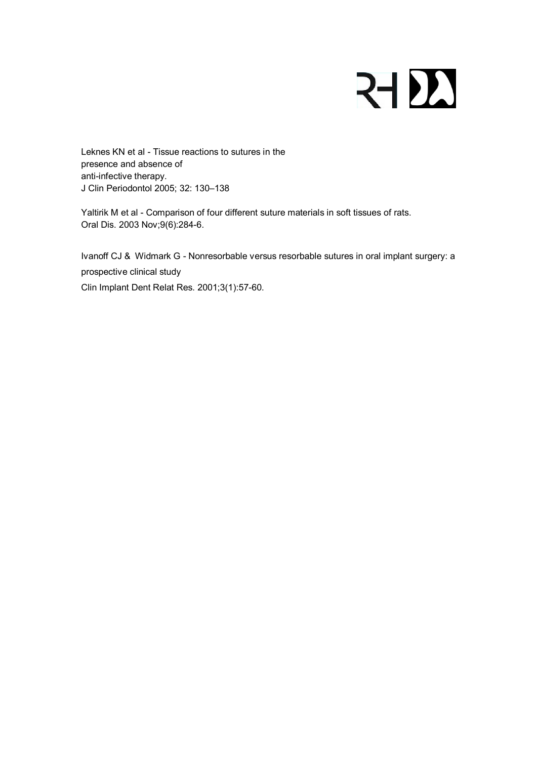Leknes KN et al - Tissue reactions to sutures in the
presence and absence of
anti-infective therapy.
J Clin Periodontol 2005; 32: 130–138

Yaltirik M et al - Comparison of four different suture materials in soft tissues of rats.
Oral Dis. 2003 Nov;9(6):284-6.

Ivanoff CJ & Widmark G - Nonresorbable versus resorbable sutures in oral implant surgery: a prospective clinical study
Clin Implant Dent Relat Res. 2001;3(1):57-60.